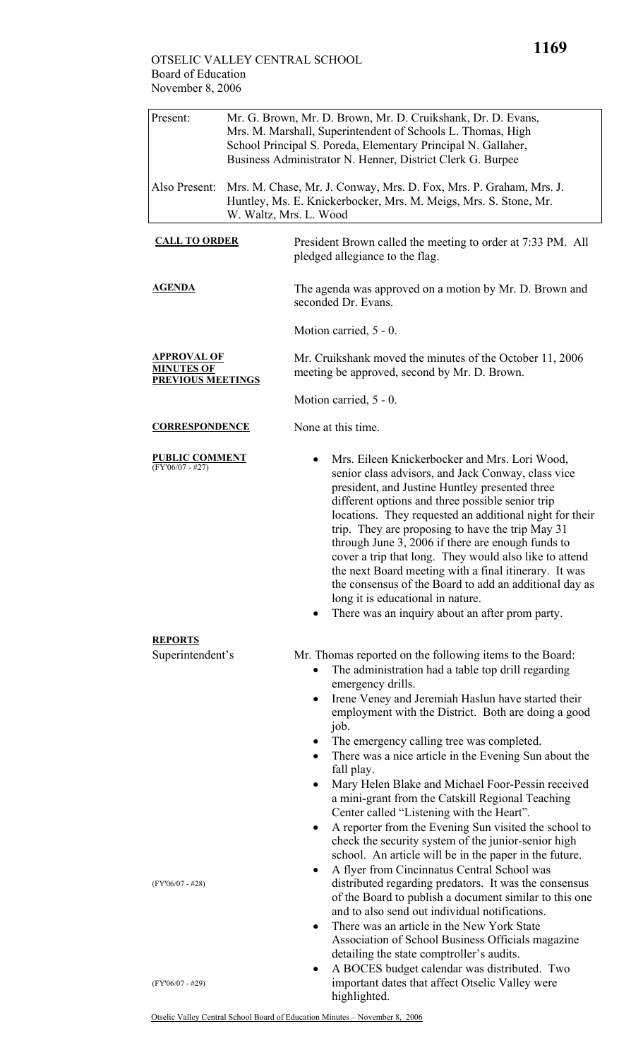OTSELIC VALLEY CENTRAL SCHOOL
Board of Education
November 8, 2006

| Present: | Mr. G. Brown, Mr. D. Brown, Mr. D. Cruikshank, Dr. D. Evans, Mrs. M. Marshall, Superintendent of Schools L. Thomas, High School Principal S. Poreda, Elementary Principal N. Gallaher, Business Administrator N. Henner, District Clerk G. Burpee |
|---|---|
| Also Present: | Mrs. M. Chase, Mr. J. Conway, Mrs. D. Fox, Mrs. P. Graham, Mrs. J. Huntley, Ms. E. Knickerbocker, Mrs. M. Meigs, Mrs. S. Stone, Mr. W. Waltz, Mrs. L. Wood |

**CALL TO ORDER**

President Brown called the meeting to order at 7:33 PM. All pledged allegiance to the flag.

**AGENDA**

The agenda was approved on a motion by Mr. D. Brown and seconded Dr. Evans.

Motion carried, 5 - 0.

**APPROVAL OF MINUTES OF PREVIOUS MEETINGS**

Mr. Cruikshank moved the minutes of the October 11, 2006 meeting be approved, second by Mr. D. Brown.

Motion carried, 5 - 0.

**CORRESPONDENCE**

None at this time.

**PUBLIC COMMENT**
(FY'06/07 - #27)

- Mrs. Eileen Knickerbocker and Mrs. Lori Wood, senior class advisors, and Jack Conway, class vice president, and Justine Huntley presented three different options and three possible senior trip locations. They requested an additional night for their trip. They are proposing to have the trip May 31 through June 3, 2006 if there are enough funds to cover a trip that long. They would also like to attend the next Board meeting with a final itinerary. It was the consensus of the Board to add an additional day as long it is educational in nature.
- There was an inquiry about an after prom party.

**REPORTS**

Superintendent's

Mr. Thomas reported on the following items to the Board:

- The administration had a table top drill regarding emergency drills.
- Irene Veney and Jeremiah Haslun have started their employment with the District. Both are doing a good job.
- The emergency calling tree was completed.
- There was a nice article in the Evening Sun about the fall play.
- Mary Helen Blake and Michael Foor-Pessin received a mini-grant from the Catskill Regional Teaching Center called "Listening with the Heart".
- A reporter from the Evening Sun visited the school to check the security system of the junior-senior high school. An article will be in the paper in the future.
- (FY'06/07 - #28) A flyer from Cincinnatus Central School was distributed regarding predators. It was the consensus of the Board to publish a document similar to this one and to also send out individual notifications.
- There was an article in the New York State Association of School Business Officials magazine detailing the state comptroller's audits.
- (FY'06/07 - #29) A BOCES budget calendar was distributed. Two important dates that affect Otselic Valley were highlighted.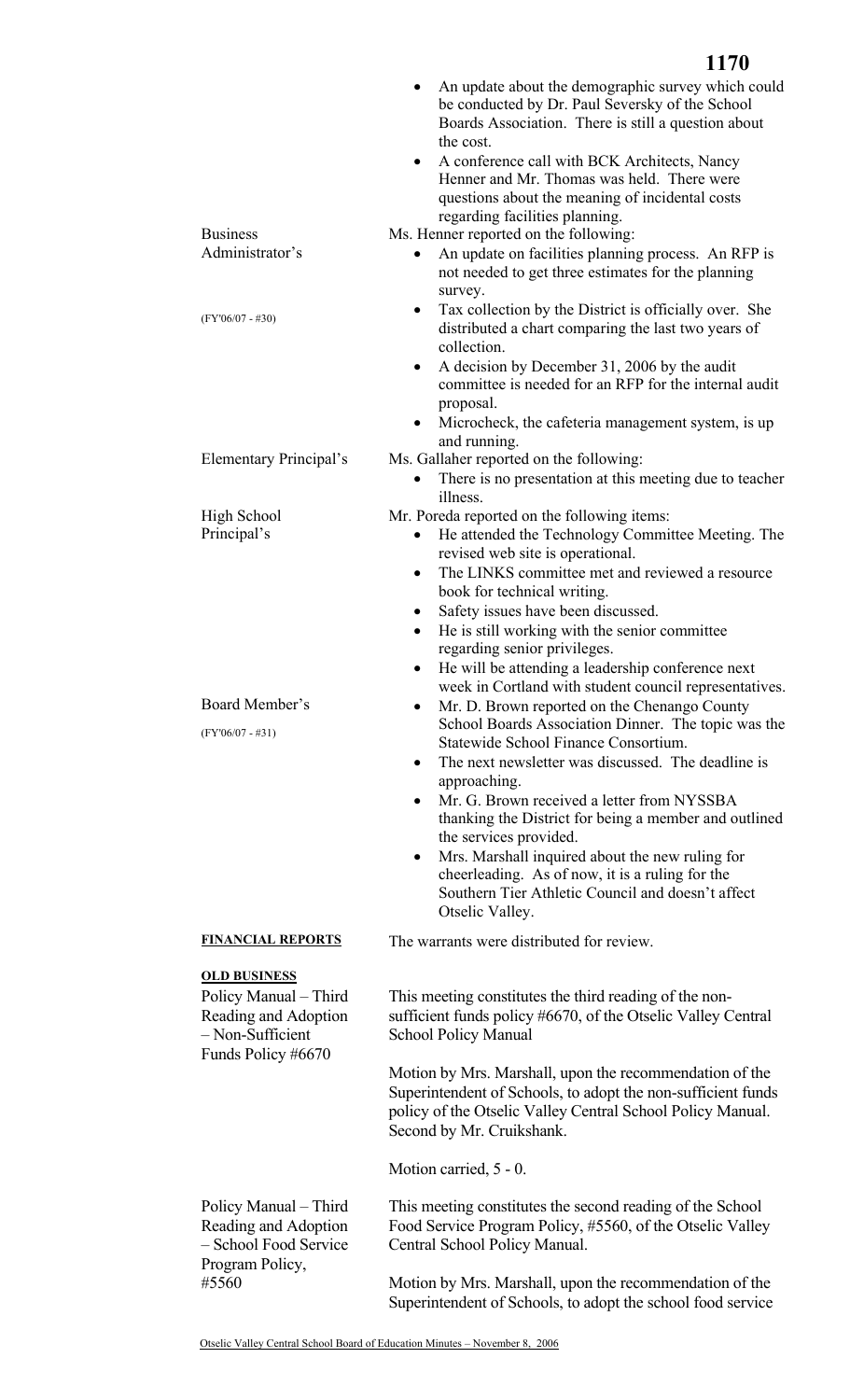- An update about the demographic survey which could be conducted by Dr. Paul Seversky of the School Boards Association. There is still a question about the cost.
- A conference call with BCK Architects, Nancy Henner and Mr. Thomas was held. There were questions about the meaning of incidental costs regarding facilities planning.

**Business Administrator's**

(FY'06/07 - #30)

Ms. Henner reported on the following:

- An update on facilities planning process. An RFP is not needed to get three estimates for the planning survey.
- Tax collection by the District is officially over. She distributed a chart comparing the last two years of collection.
- A decision by December 31, 2006 by the audit committee is needed for an RFP for the internal audit proposal.
- Microcheck, the cafeteria management system, is up and running.

**Elementary Principal's**

Ms. Gallaher reported on the following:

- There is no presentation at this meeting due to teacher illness.

**High School Principal's**

Mr. Poreda reported on the following items:

- He attended the Technology Committee Meeting. The revised web site is operational.
- The LINKS committee met and reviewed a resource book for technical writing.
- Safety issues have been discussed.
- He is still working with the senior committee regarding senior privileges.
- He will be attending a leadership conference next week in Cortland with student council representatives.

**Board Member's**

(FY'06/07 - #31)

- Mr. D. Brown reported on the Chenango County School Boards Association Dinner. The topic was the Statewide School Finance Consortium.
- The next newsletter was discussed. The deadline is approaching.
- Mr. G. Brown received a letter from NYSSBA thanking the District for being a member and outlined the services provided.
- Mrs. Marshall inquired about the new ruling for cheerleading. As of now, it is a ruling for the Southern Tier Athletic Council and doesn't affect Otselic Valley.

## FINANCIAL REPORTS

The warrants were distributed for review.

## OLD BUSINESS

**Policy Manual – Third Reading and Adoption – Non-Sufficient Funds Policy #6670**

This meeting constitutes the third reading of the non-sufficient funds policy #6670, of the Otselic Valley Central School Policy Manual

Motion by Mrs. Marshall, upon the recommendation of the Superintendent of Schools, to adopt the non-sufficient funds policy of the Otselic Valley Central School Policy Manual. Second by Mr. Cruikshank.

Motion carried, 5 - 0.

**Policy Manual – Third Reading and Adoption – School Food Service Program Policy, #5560**

This meeting constitutes the second reading of the School Food Service Program Policy, #5560, of the Otselic Valley Central School Policy Manual.

Motion by Mrs. Marshall, upon the recommendation of the Superintendent of Schools, to adopt the school food service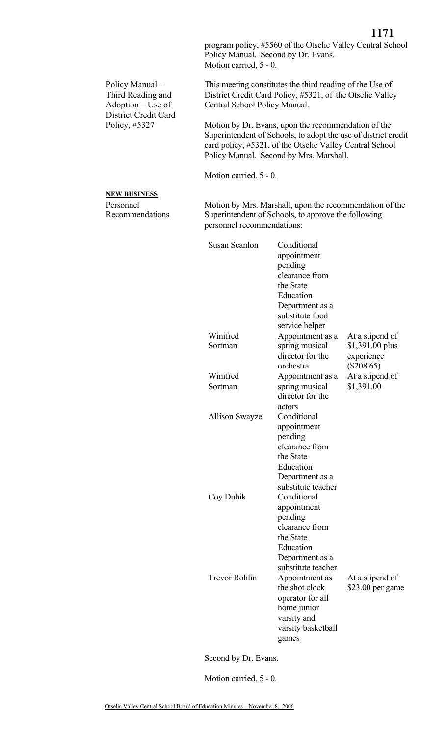program policy, #5560 of the Otselic Valley Central School Policy Manual. Second by Dr. Evans.
Motion carried, 5 - 0.

Policy Manual – Third Reading and Adoption – Use of District Credit Card Policy, #5327

This meeting constitutes the third reading of the Use of District Credit Card Policy, #5321, of the Otselic Valley Central School Policy Manual.

Motion by Dr. Evans, upon the recommendation of the Superintendent of Schools, to adopt the use of district credit card policy, #5321, of the Otselic Valley Central School Policy Manual. Second by Mrs. Marshall.

Motion carried, 5 - 0.

**NEW BUSINESS**

Personnel Recommendations

Motion by Mrs. Marshall, upon the recommendation of the Superintendent of Schools, to approve the following personnel recommendations:

| | | |
|---|---|---|
| Susan Scanlon | Conditional appointment pending clearance from the State Education Department as a substitute food service helper | |
| Winifred Sortman | Appointment as a spring musical director for the orchestra | At a stipend of $1,391.00 plus experience ($208.65) |
| Winifred Sortman | Appointment as a spring musical director for the actors | At a stipend of $1,391.00 |
| Allison Swayze | Conditional appointment pending clearance from the State Education Department as a substitute teacher | |
| Coy Dubik | Conditional appointment pending clearance from the State Education Department as a substitute teacher | |
| Trevor Rohlin | Appointment as the shot clock operator for all home junior varsity and varsity basketball games | At a stipend of $23.00 per game |

Second by Dr. Evans.

Motion carried, 5 - 0.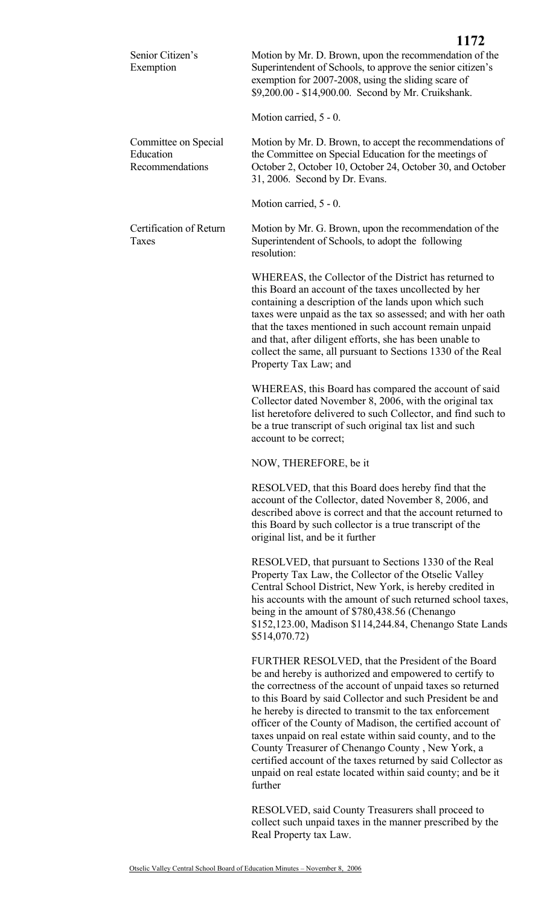**Senior Citizen's Exemption**

Motion by Mr. D. Brown, upon the recommendation of the Superintendent of Schools, to approve the senior citizen's exemption for 2007-2008, using the sliding scare of $9,200.00 - $14,900.00. Second by Mr. Cruikshank.

Motion carried, 5 - 0.

**Committee on Special Education Recommendations**

Motion by Mr. D. Brown, to accept the recommendations of the Committee on Special Education for the meetings of October 2, October 10, October 24, October 30, and October 31, 2006. Second by Dr. Evans.

Motion carried, 5 - 0.

**Certification of Return Taxes**

Motion by Mr. G. Brown, upon the recommendation of the Superintendent of Schools, to adopt the following resolution:

WHEREAS, the Collector of the District has returned to this Board an account of the taxes uncollected by her containing a description of the lands upon which such taxes were unpaid as the tax so assessed; and with her oath that the taxes mentioned in such account remain unpaid and that, after diligent efforts, she has been unable to collect the same, all pursuant to Sections 1330 of the Real Property Tax Law; and

WHEREAS, this Board has compared the account of said Collector dated November 8, 2006, with the original tax list heretofore delivered to such Collector, and find such to be a true transcript of such original tax list and such account to be correct;

NOW, THEREFORE, be it

RESOLVED, that this Board does hereby find that the account of the Collector, dated November 8, 2006, and described above is correct and that the account returned to this Board by such collector is a true transcript of the original list, and be it further

RESOLVED, that pursuant to Sections 1330 of the Real Property Tax Law, the Collector of the Otselic Valley Central School District, New York, is hereby credited in his accounts with the amount of such returned school taxes, being in the amount of $780,438.56 (Chenango $152,123.00, Madison $114,244.84, Chenango State Lands $514,070.72)

FURTHER RESOLVED, that the President of the Board be and hereby is authorized and empowered to certify to the correctness of the account of unpaid taxes so returned to this Board by said Collector and such President be and he hereby is directed to transmit to the tax enforcement officer of the County of Madison, the certified account of taxes unpaid on real estate within said county, and to the County Treasurer of Chenango County , New York, a certified account of the taxes returned by said Collector as unpaid on real estate located within said county; and be it further

RESOLVED, said County Treasurers shall proceed to collect such unpaid taxes in the manner prescribed by the Real Property tax Law.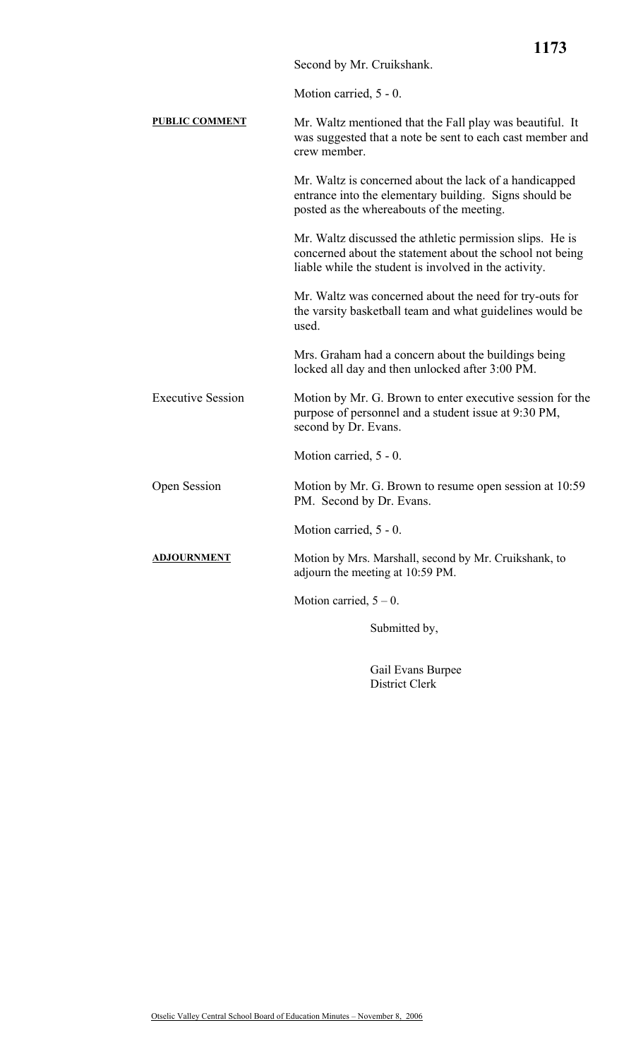Second by Mr. Cruikshank.

Motion carried, 5 - 0.

**PUBLIC COMMENT**

Mr. Waltz mentioned that the Fall play was beautiful. It was suggested that a note be sent to each cast member and crew member.

Mr. Waltz is concerned about the lack of a handicapped entrance into the elementary building. Signs should be posted as the whereabouts of the meeting.

Mr. Waltz discussed the athletic permission slips. He is concerned about the statement about the school not being liable while the student is involved in the activity.

Mr. Waltz was concerned about the need for try-outs for the varsity basketball team and what guidelines would be used.

Mrs. Graham had a concern about the buildings being locked all day and then unlocked after 3:00 PM.

Executive Session

Motion by Mr. G. Brown to enter executive session for the purpose of personnel and a student issue at 9:30 PM, second by Dr. Evans.

Motion carried, 5 - 0.

Open Session

Motion by Mr. G. Brown to resume open session at 10:59 PM. Second by Dr. Evans.

Motion carried, 5 - 0.

**ADJOURNMENT**

Motion by Mrs. Marshall, second by Mr. Cruikshank, to adjourn the meeting at 10:59 PM.

Motion carried, 5 – 0.

Submitted by,

Gail Evans Burpee
District Clerk